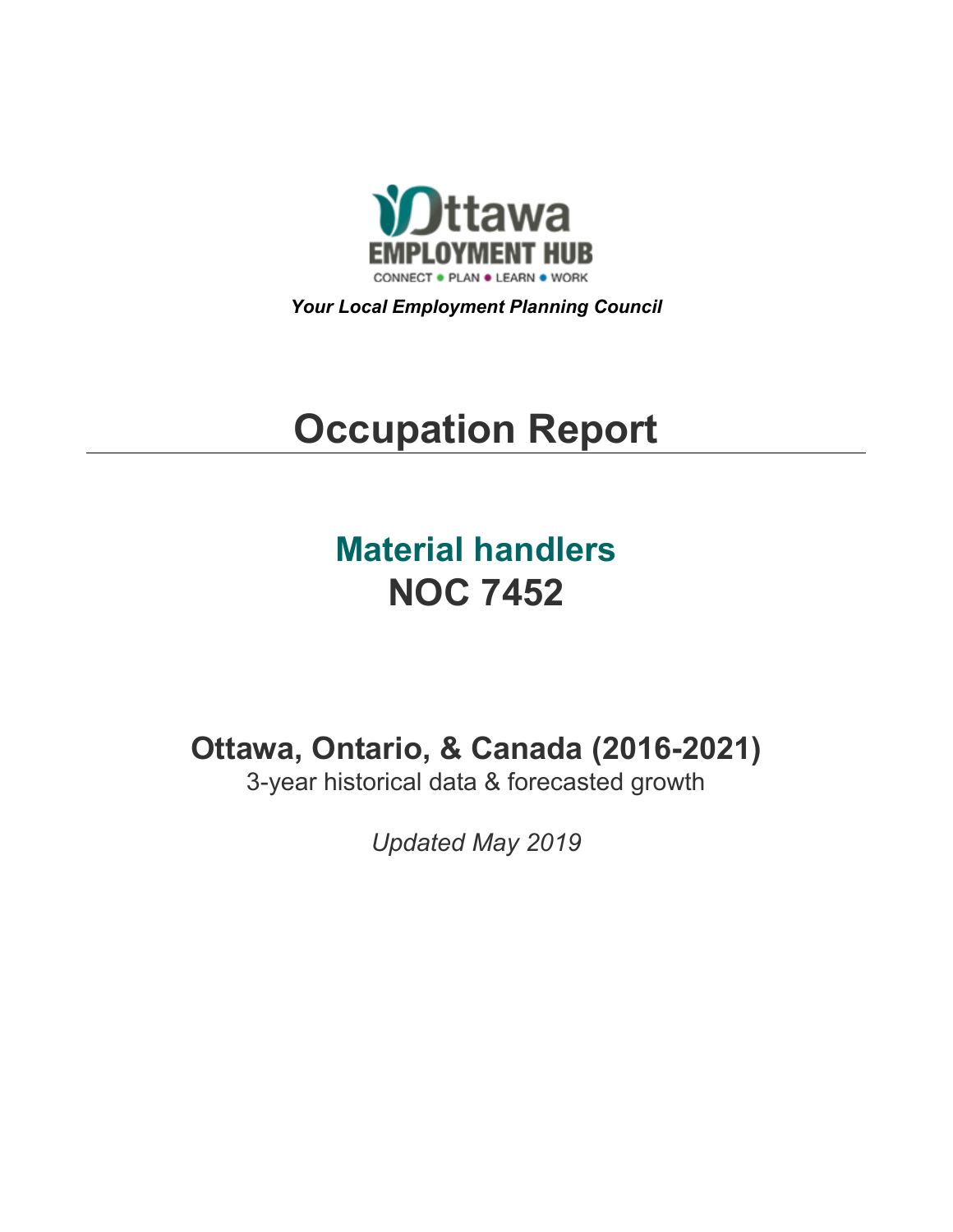Ottawa EMPLOYMENT HUB

CONNECT • PLAN • LEARN • WORK

***Your Local Employment Planning Council***

# Occupation Report

## Material handlers
## NOC 7452

### Ottawa, Ontario, & Canada (2016-2021)

3-year historical data & forecasted growth

*Updated May 2019*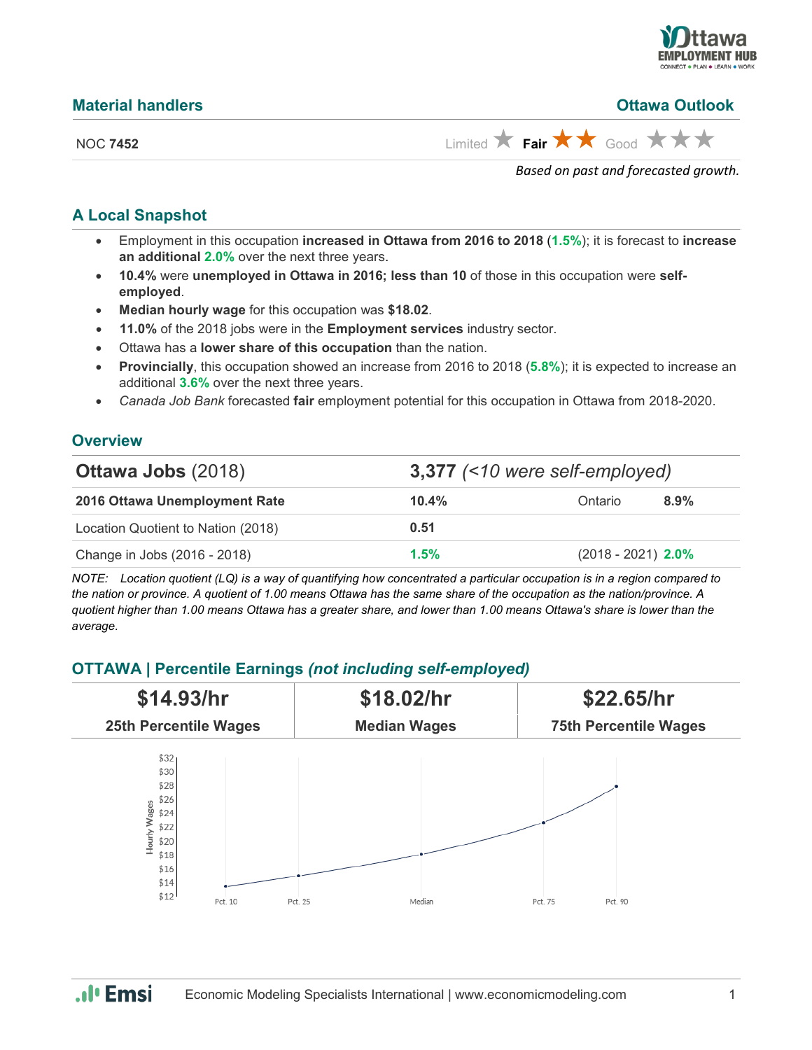## Material handlers

## Ottawa Outlook

NOC **7452**

Limited ★ **Fair** ★★ Good ★★★

*Based on past and forecasted growth.*

### A Local Snapshot

- Employment in this occupation **increased in Ottawa from 2016 to 2018** (**1.5%**); it is forecast to **increase an additional 2.0%** over the next three years.
- **10.4%** were **unemployed in Ottawa in 2016; less than 10** of those in this occupation were **self-employed**.
- **Median hourly wage** for this occupation was **$18.02**.
- **11.0%** of the 2018 jobs were in the **Employment services** industry sector.
- Ottawa has a **lower share of this occupation** than the nation.
- **Provincially**, this occupation showed an increase from 2016 to 2018 (**5.8%**); it is expected to increase an additional **3.6%** over the next three years.
- *Canada Job Bank* forecasted **fair** employment potential for this occupation in Ottawa from 2018-2020.

### Overview

| **Ottawa Jobs** (2018) | **3,377** *(<10 were self-employed)* | | |
|---|---|---|---|
| **2016 Ottawa Unemployment Rate** | **10.4%** | Ontario | **8.9%** |
| Location Quotient to Nation (2018) | **0.51** | | |
| Change in Jobs (2016 - 2018) | **1.5%** | (2018 - 2021) | **2.0%** |

*NOTE: Location quotient (LQ) is a way of quantifying how concentrated a particular occupation is in a region compared to the nation or province. A quotient of 1.00 means Ottawa has the same share of the occupation as the nation/province. A quotient higher than 1.00 means Ottawa has a greater share, and lower than 1.00 means Ottawa's share is lower than the average.*

### OTTAWA | Percentile Earnings *(not including self-employed)*

| **$14.93/hr** | **$18.02/hr** | **$22.65/hr** |
|---|---|---|
| **25th Percentile Wages** | **Median Wages** | **75th Percentile Wages** |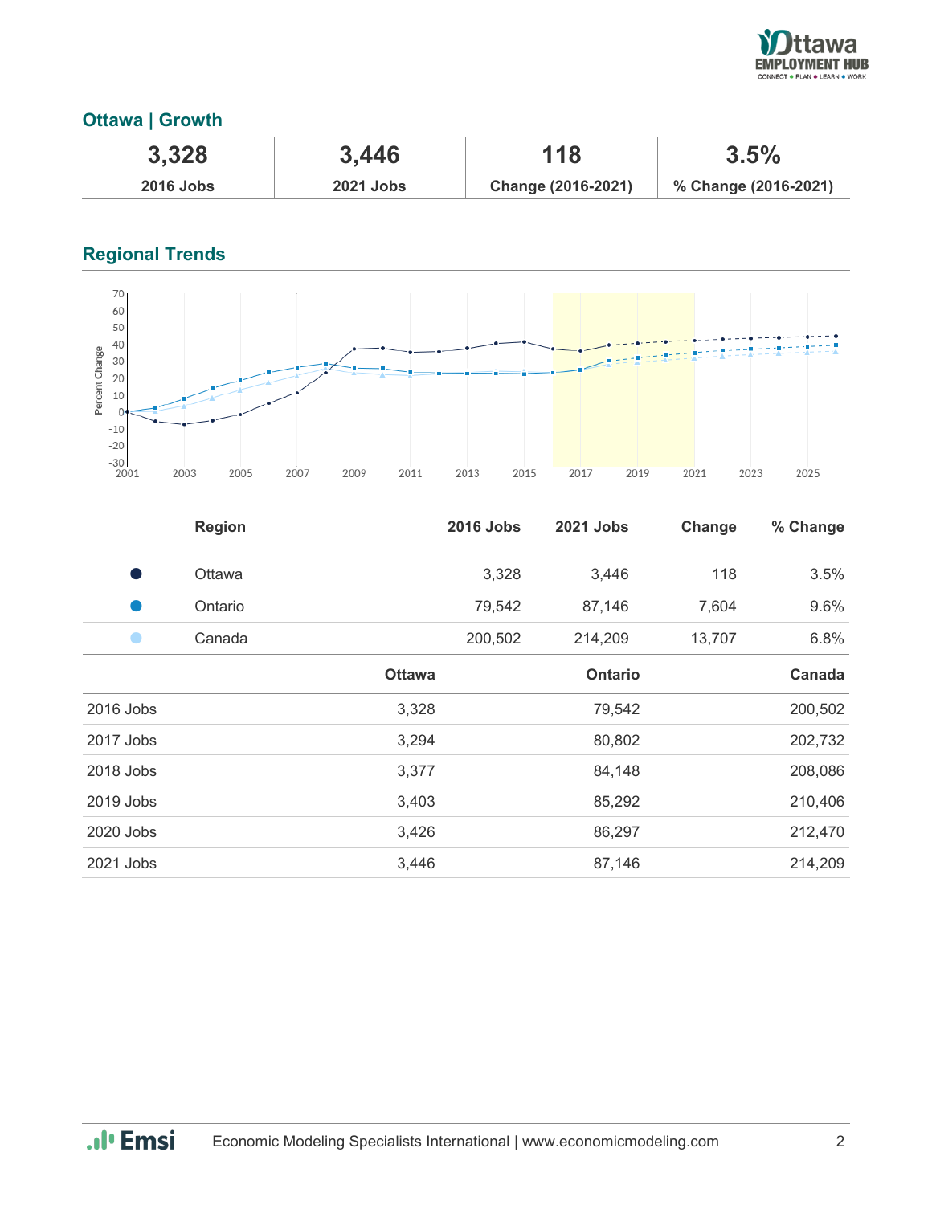## Ottawa | Growth

| 3,328 | 3,446 | 118 | 3.5% |
|---|---|---|---|
| **2016 Jobs** | **2021 Jobs** | **Change (2016-2021)** | **% Change (2016-2021)** |

## Regional Trends

| | Region | 2016 Jobs | 2021 Jobs | Change | % Change |
|---|---|---|---|---|---|
| ● | Ottawa | 3,328 | 3,446 | 118 | 3.5% |
| ● | Ontario | 79,542 | 87,146 | 7,604 | 9.6% |
| ● | Canada | 200,502 | 214,209 | 13,707 | 6.8% |

| | Ottawa | Ontario | Canada |
|---|---|---|---|
| 2016 Jobs | 3,328 | 79,542 | 200,502 |
| 2017 Jobs | 3,294 | 80,802 | 202,732 |
| 2018 Jobs | 3,377 | 84,148 | 208,086 |
| 2019 Jobs | 3,403 | 85,292 | 210,406 |
| 2020 Jobs | 3,426 | 86,297 | 212,470 |
| 2021 Jobs | 3,446 | 87,146 | 214,209 |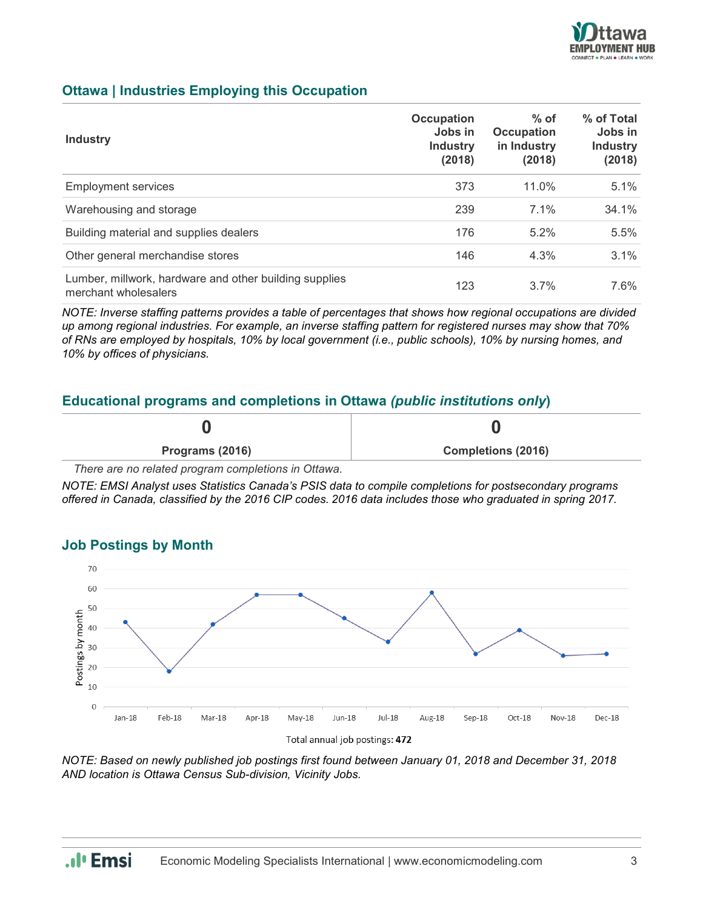## Ottawa | Industries Employing this Occupation

| Industry | Occupation Jobs in Industry (2018) | % of Occupation in Industry (2018) | % of Total Jobs in Industry (2018) |
|---|---|---|---|
| Employment services | 373 | 11.0% | 5.1% |
| Warehousing and storage | 239 | 7.1% | 34.1% |
| Building material and supplies dealers | 176 | 5.2% | 5.5% |
| Other general merchandise stores | 146 | 4.3% | 3.1% |
| Lumber, millwork, hardware and other building supplies merchant wholesalers | 123 | 3.7% | 7.6% |

*NOTE: Inverse staffing patterns provides a table of percentages that shows how regional occupations are divided up among regional industries. For example, an inverse staffing pattern for registered nurses may show that 70% of RNs are employed by hospitals, 10% by local government (i.e., public schools), 10% by nursing homes, and 10% by offices of physicians.*

## Educational programs and completions in Ottawa *(public institutions only)*

| 0 | 0 |
|---|---|
| **Programs (2016)** | **Completions (2016)** |

*There are no related program completions in Ottawa.*

*NOTE: EMSI Analyst uses Statistics Canada's PSIS data to compile completions for postsecondary programs offered in Canada, classified by the 2016 CIP codes. 2016 data includes those who graduated in spring 2017.*

## Job Postings by Month

| Month | Postings by month |
|---|---|
| Jan-18 | 43 |
| Feb-18 | 18 |
| Mar-18 | 42 |
| Apr-18 | 57 |
| May-18 | 57 |
| Jun-18 | 45 |
| Jul-18 | 33 |
| Aug-18 | 58 |
| Sep-18 | 27 |
| Oct-18 | 39 |
| Nov-18 | 26 |
| Dec-18 | 27 |

Total annual job postings: **472**

*NOTE: Based on newly published job postings first found between January 01, 2018 and December 31, 2018 AND location is Ottawa Census Sub-division, Vicinity Jobs.*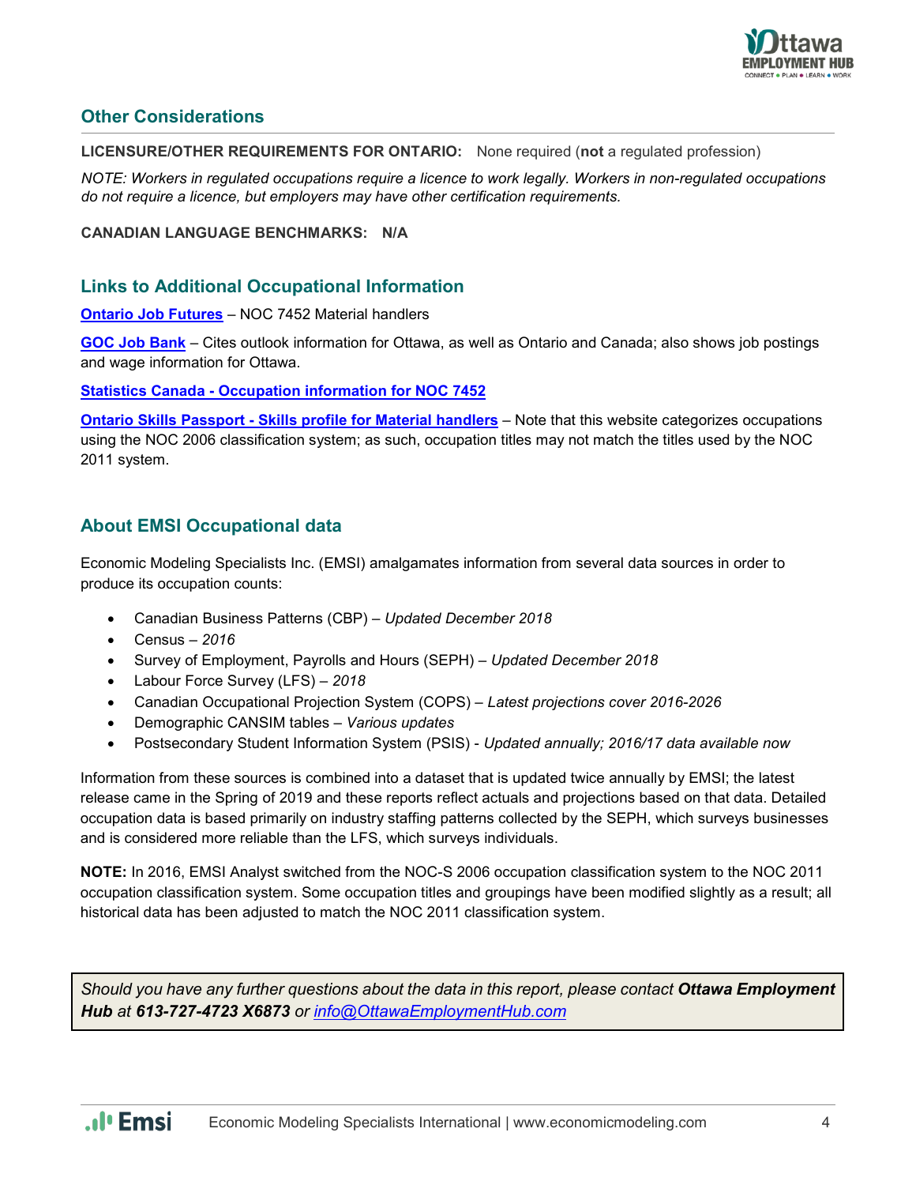## Other Considerations

**LICENSURE/OTHER REQUIREMENTS FOR ONTARIO:** None required (**not** a regulated profession)

*NOTE: Workers in regulated occupations require a licence to work legally. Workers in non-regulated occupations do not require a licence, but employers may have other certification requirements.*

**CANADIAN LANGUAGE BENCHMARKS: N/A**

## Links to Additional Occupational Information

**Ontario Job Futures** – NOC 7452 Material handlers

**GOC Job Bank** – Cites outlook information for Ottawa, as well as Ontario and Canada; also shows job postings and wage information for Ottawa.

**Statistics Canada - Occupation information for NOC 7452**

**Ontario Skills Passport - Skills profile for Material handlers** – Note that this website categorizes occupations using the NOC 2006 classification system; as such, occupation titles may not match the titles used by the NOC 2011 system.

## About EMSI Occupational data

Economic Modeling Specialists Inc. (EMSI) amalgamates information from several data sources in order to produce its occupation counts:

- Canadian Business Patterns (CBP) – *Updated December 2018*
- Census – *2016*
- Survey of Employment, Payrolls and Hours (SEPH) – *Updated December 2018*
- Labour Force Survey (LFS) – *2018*
- Canadian Occupational Projection System (COPS) – *Latest projections cover 2016-2026*
- Demographic CANSIM tables – *Various updates*
- Postsecondary Student Information System (PSIS) - *Updated annually; 2016/17 data available now*

Information from these sources is combined into a dataset that is updated twice annually by EMSI; the latest release came in the Spring of 2019 and these reports reflect actuals and projections based on that data. Detailed occupation data is based primarily on industry staffing patterns collected by the SEPH, which surveys businesses and is considered more reliable than the LFS, which surveys individuals.

**NOTE:** In 2016, EMSI Analyst switched from the NOC-S 2006 occupation classification system to the NOC 2011 occupation classification system. Some occupation titles and groupings have been modified slightly as a result; all historical data has been adjusted to match the NOC 2011 classification system.

*Should you have any further questions about the data in this report, please contact* ***Ottawa Employment Hub*** *at* ***613-727-4723 X6873*** *or info@OttawaEmploymentHub.com*